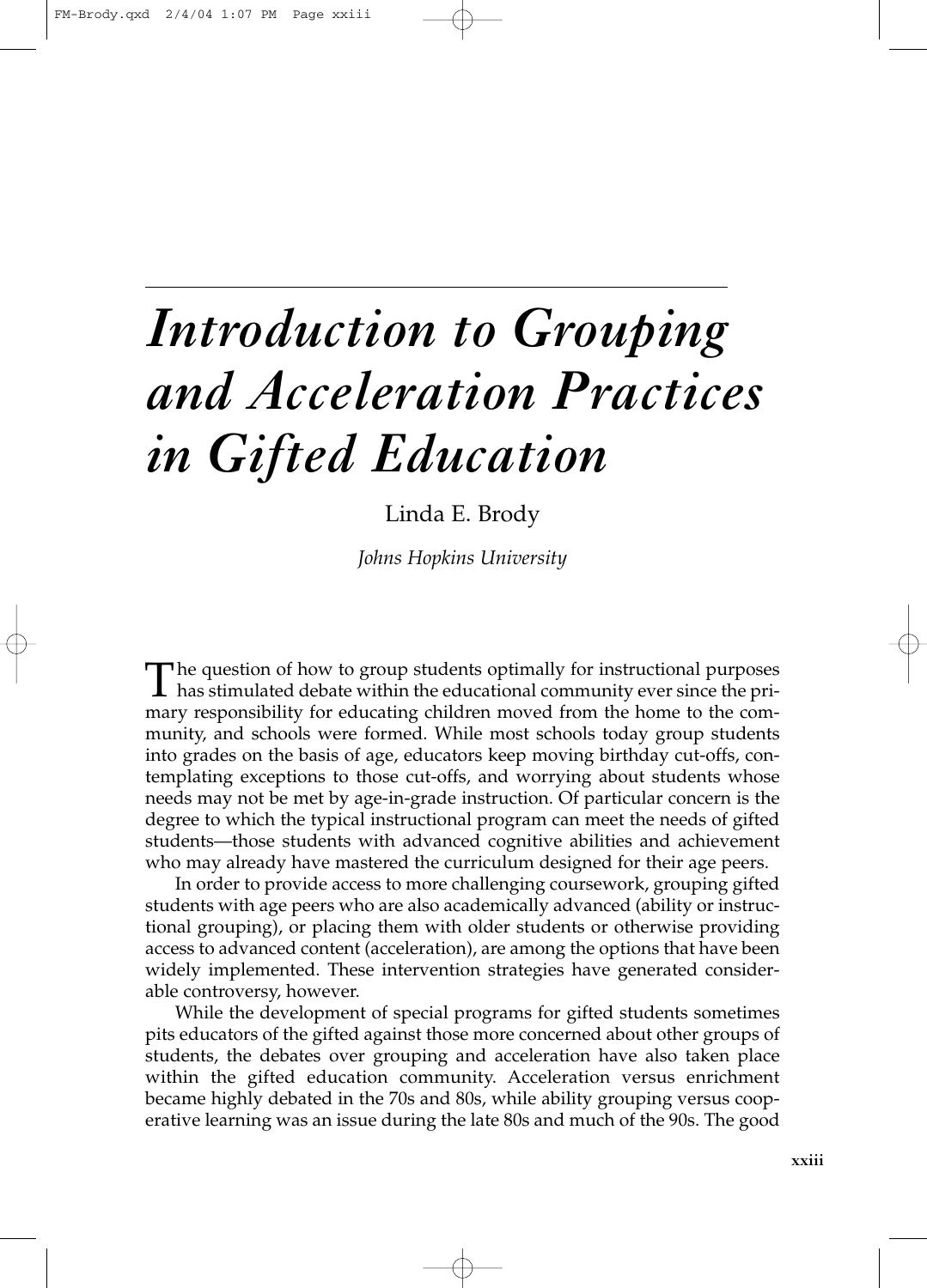# *Introduction to Grouping and Acceleration Practices in Gifted Education*

Linda E. Brody

*Johns Hopkins University*

The question of how to group students optimally for instructional purposes has stimulated debate within the educational community ever since the primary responsibility for educating children moved from the home to the community, and schools were formed. While most schools today group students into grades on the basis of age, educators keep moving birthday cut-offs, contemplating exceptions to those cut-offs, and worrying about students whose needs may not be met by age-in-grade instruction. Of particular concern is the degree to which the typical instructional program can meet the needs of gifted students—those students with advanced cognitive abilities and achievement who may already have mastered the curriculum designed for their age peers.

In order to provide access to more challenging coursework, grouping gifted students with age peers who are also academically advanced (ability or instructional grouping), or placing them with older students or otherwise providing access to advanced content (acceleration), are among the options that have been widely implemented. These intervention strategies have generated considerable controversy, however.

While the development of special programs for gifted students sometimes pits educators of the gifted against those more concerned about other groups of students, the debates over grouping and acceleration have also taken place within the gifted education community. Acceleration versus enrichment became highly debated in the 70s and 80s, while ability grouping versus cooperative learning was an issue during the late 80s and much of the 90s. The good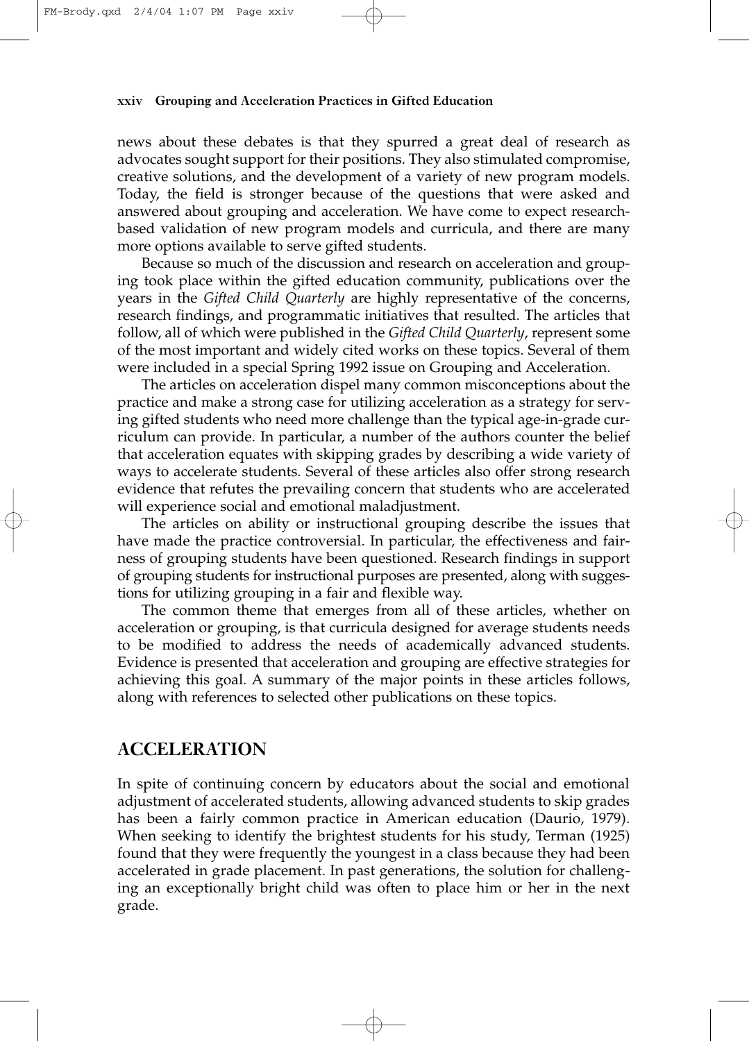news about these debates is that they spurred a great deal of research as advocates sought support for their positions. They also stimulated compromise, creative solutions, and the development of a variety of new program models. Today, the field is stronger because of the questions that were asked and answered about grouping and acceleration. We have come to expect research-based validation of new program models and curricula, and there are many more options available to serve gifted students.

Because so much of the discussion and research on acceleration and grouping took place within the gifted education community, publications over the years in the *Gifted Child Quarterly* are highly representative of the concerns, research findings, and programmatic initiatives that resulted. The articles that follow, all of which were published in the *Gifted Child Quarterly*, represent some of the most important and widely cited works on these topics. Several of them were included in a special Spring 1992 issue on Grouping and Acceleration.

The articles on acceleration dispel many common misconceptions about the practice and make a strong case for utilizing acceleration as a strategy for serving gifted students who need more challenge than the typical age-in-grade curriculum can provide. In particular, a number of the authors counter the belief that acceleration equates with skipping grades by describing a wide variety of ways to accelerate students. Several of these articles also offer strong research evidence that refutes the prevailing concern that students who are accelerated will experience social and emotional maladjustment.

The articles on ability or instructional grouping describe the issues that have made the practice controversial. In particular, the effectiveness and fairness of grouping students have been questioned. Research findings in support of grouping students for instructional purposes are presented, along with suggestions for utilizing grouping in a fair and flexible way.

The common theme that emerges from all of these articles, whether on acceleration or grouping, is that curricula designed for average students needs to be modified to address the needs of academically advanced students. Evidence is presented that acceleration and grouping are effective strategies for achieving this goal. A summary of the major points in these articles follows, along with references to selected other publications on these topics.

## ACCELERATION

In spite of continuing concern by educators about the social and emotional adjustment of accelerated students, allowing advanced students to skip grades has been a fairly common practice in American education (Daurio, 1979). When seeking to identify the brightest students for his study, Terman (1925) found that they were frequently the youngest in a class because they had been accelerated in grade placement. In past generations, the solution for challenging an exceptionally bright child was often to place him or her in the next grade.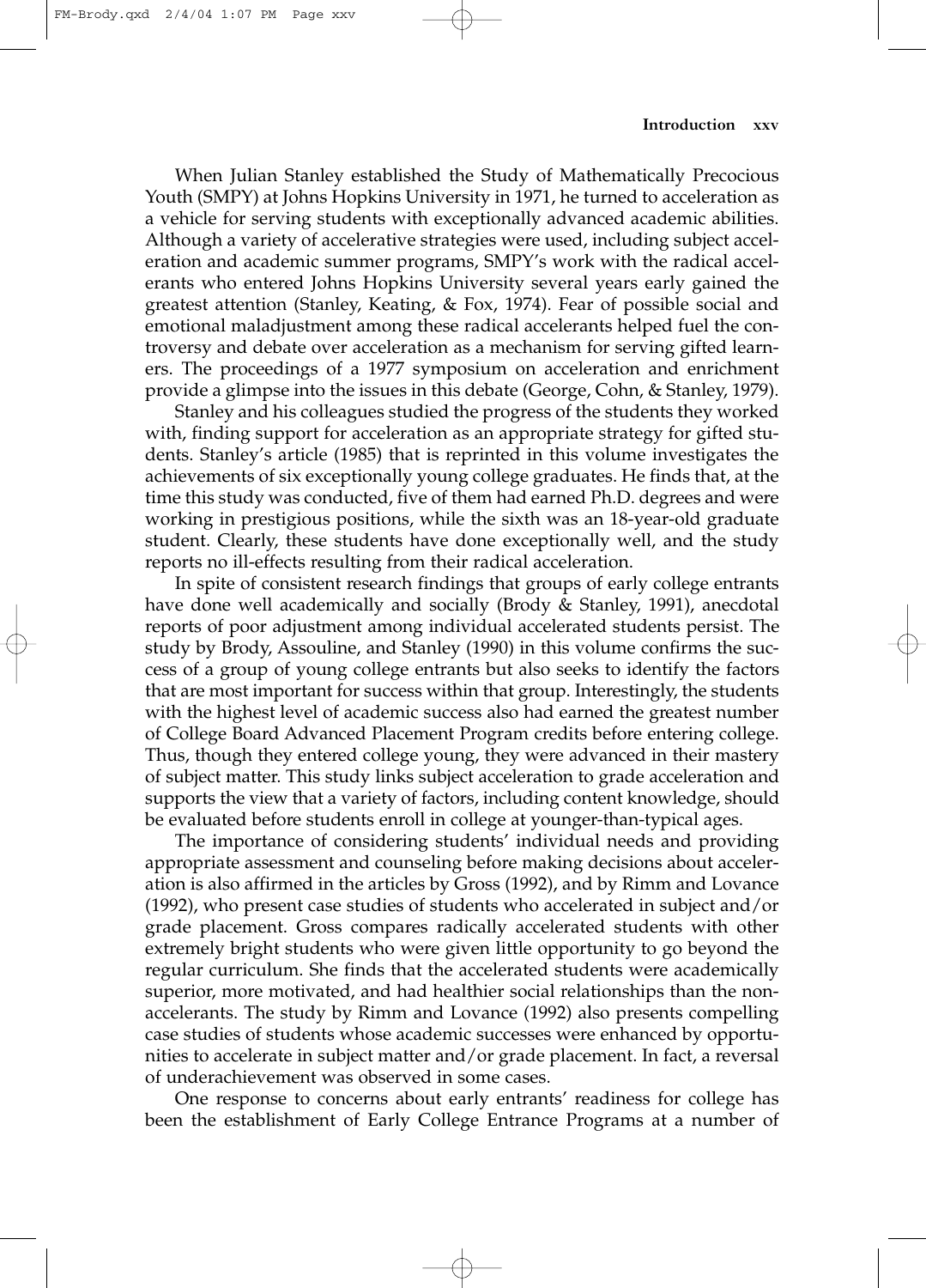When Julian Stanley established the Study of Mathematically Precocious Youth (SMPY) at Johns Hopkins University in 1971, he turned to acceleration as a vehicle for serving students with exceptionally advanced academic abilities. Although a variety of accelerative strategies were used, including subject acceleration and academic summer programs, SMPY's work with the radical accelerants who entered Johns Hopkins University several years early gained the greatest attention (Stanley, Keating, & Fox, 1974). Fear of possible social and emotional maladjustment among these radical accelerants helped fuel the controversy and debate over acceleration as a mechanism for serving gifted learners. The proceedings of a 1977 symposium on acceleration and enrichment provide a glimpse into the issues in this debate (George, Cohn, & Stanley, 1979).

Stanley and his colleagues studied the progress of the students they worked with, finding support for acceleration as an appropriate strategy for gifted students. Stanley's article (1985) that is reprinted in this volume investigates the achievements of six exceptionally young college graduates. He finds that, at the time this study was conducted, five of them had earned Ph.D. degrees and were working in prestigious positions, while the sixth was an 18-year-old graduate student. Clearly, these students have done exceptionally well, and the study reports no ill-effects resulting from their radical acceleration.

In spite of consistent research findings that groups of early college entrants have done well academically and socially (Brody & Stanley, 1991), anecdotal reports of poor adjustment among individual accelerated students persist. The study by Brody, Assouline, and Stanley (1990) in this volume confirms the success of a group of young college entrants but also seeks to identify the factors that are most important for success within that group. Interestingly, the students with the highest level of academic success also had earned the greatest number of College Board Advanced Placement Program credits before entering college. Thus, though they entered college young, they were advanced in their mastery of subject matter. This study links subject acceleration to grade acceleration and supports the view that a variety of factors, including content knowledge, should be evaluated before students enroll in college at younger-than-typical ages.

The importance of considering students' individual needs and providing appropriate assessment and counseling before making decisions about acceleration is also affirmed in the articles by Gross (1992), and by Rimm and Lovance (1992), who present case studies of students who accelerated in subject and/or grade placement. Gross compares radically accelerated students with other extremely bright students who were given little opportunity to go beyond the regular curriculum. She finds that the accelerated students were academically superior, more motivated, and had healthier social relationships than the nonaccelerants. The study by Rimm and Lovance (1992) also presents compelling case studies of students whose academic successes were enhanced by opportunities to accelerate in subject matter and/or grade placement. In fact, a reversal of underachievement was observed in some cases.

One response to concerns about early entrants' readiness for college has been the establishment of Early College Entrance Programs at a number of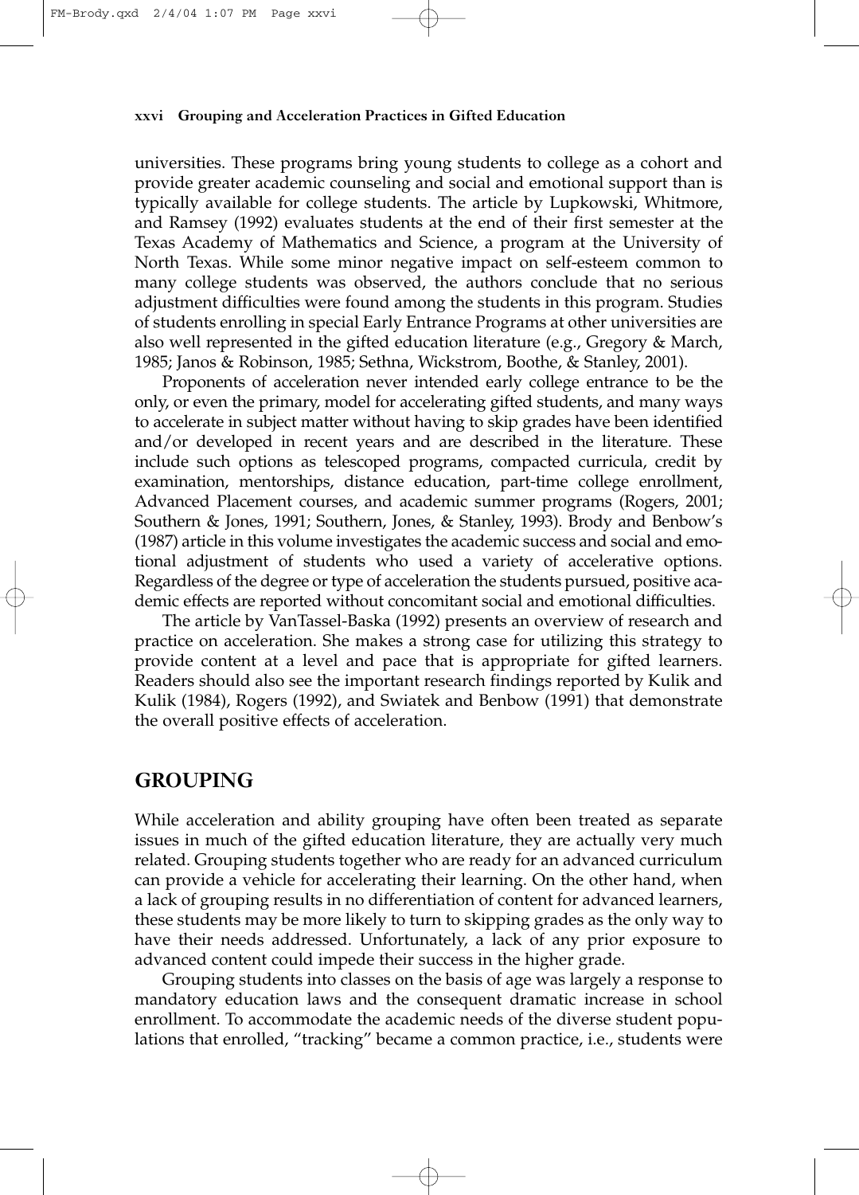universities. These programs bring young students to college as a cohort and provide greater academic counseling and social and emotional support than is typically available for college students. The article by Lupkowski, Whitmore, and Ramsey (1992) evaluates students at the end of their first semester at the Texas Academy of Mathematics and Science, a program at the University of North Texas. While some minor negative impact on self-esteem common to many college students was observed, the authors conclude that no serious adjustment difficulties were found among the students in this program. Studies of students enrolling in special Early Entrance Programs at other universities are also well represented in the gifted education literature (e.g., Gregory & March, 1985; Janos & Robinson, 1985; Sethna, Wickstrom, Boothe, & Stanley, 2001).

Proponents of acceleration never intended early college entrance to be the only, or even the primary, model for accelerating gifted students, and many ways to accelerate in subject matter without having to skip grades have been identified and/or developed in recent years and are described in the literature. These include such options as telescoped programs, compacted curricula, credit by examination, mentorships, distance education, part-time college enrollment, Advanced Placement courses, and academic summer programs (Rogers, 2001; Southern & Jones, 1991; Southern, Jones, & Stanley, 1993). Brody and Benbow's (1987) article in this volume investigates the academic success and social and emotional adjustment of students who used a variety of accelerative options. Regardless of the degree or type of acceleration the students pursued, positive academic effects are reported without concomitant social and emotional difficulties.

The article by VanTassel-Baska (1992) presents an overview of research and practice on acceleration. She makes a strong case for utilizing this strategy to provide content at a level and pace that is appropriate for gifted learners. Readers should also see the important research findings reported by Kulik and Kulik (1984), Rogers (1992), and Swiatek and Benbow (1991) that demonstrate the overall positive effects of acceleration.

## GROUPING

While acceleration and ability grouping have often been treated as separate issues in much of the gifted education literature, they are actually very much related. Grouping students together who are ready for an advanced curriculum can provide a vehicle for accelerating their learning. On the other hand, when a lack of grouping results in no differentiation of content for advanced learners, these students may be more likely to turn to skipping grades as the only way to have their needs addressed. Unfortunately, a lack of any prior exposure to advanced content could impede their success in the higher grade.

Grouping students into classes on the basis of age was largely a response to mandatory education laws and the consequent dramatic increase in school enrollment. To accommodate the academic needs of the diverse student populations that enrolled, "tracking" became a common practice, i.e., students were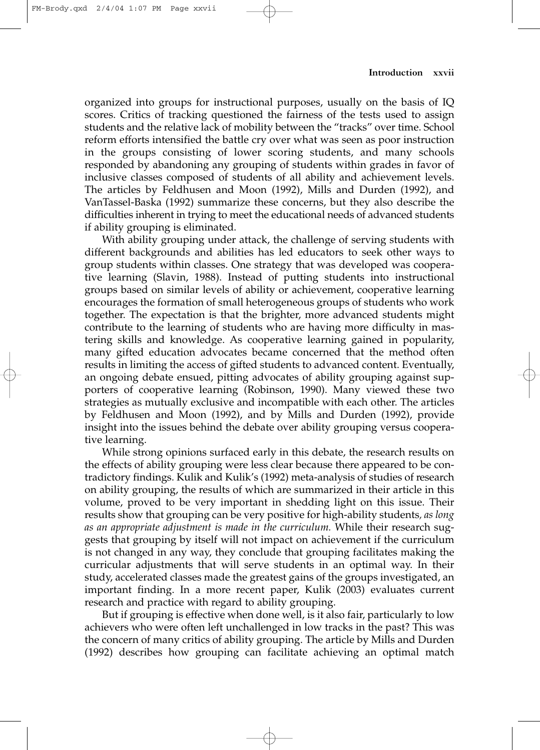organized into groups for instructional purposes, usually on the basis of IQ scores. Critics of tracking questioned the fairness of the tests used to assign students and the relative lack of mobility between the "tracks" over time. School reform efforts intensified the battle cry over what was seen as poor instruction in the groups consisting of lower scoring students, and many schools responded by abandoning any grouping of students within grades in favor of inclusive classes composed of students of all ability and achievement levels. The articles by Feldhusen and Moon (1992), Mills and Durden (1992), and VanTassel-Baska (1992) summarize these concerns, but they also describe the difficulties inherent in trying to meet the educational needs of advanced students if ability grouping is eliminated.

With ability grouping under attack, the challenge of serving students with different backgrounds and abilities has led educators to seek other ways to group students within classes. One strategy that was developed was cooperative learning (Slavin, 1988). Instead of putting students into instructional groups based on similar levels of ability or achievement, cooperative learning encourages the formation of small heterogeneous groups of students who work together. The expectation is that the brighter, more advanced students might contribute to the learning of students who are having more difficulty in mastering skills and knowledge. As cooperative learning gained in popularity, many gifted education advocates became concerned that the method often results in limiting the access of gifted students to advanced content. Eventually, an ongoing debate ensued, pitting advocates of ability grouping against supporters of cooperative learning (Robinson, 1990). Many viewed these two strategies as mutually exclusive and incompatible with each other. The articles by Feldhusen and Moon (1992), and by Mills and Durden (1992), provide insight into the issues behind the debate over ability grouping versus cooperative learning.

While strong opinions surfaced early in this debate, the research results on the effects of ability grouping were less clear because there appeared to be contradictory findings. Kulik and Kulik's (1992) meta-analysis of studies of research on ability grouping, the results of which are summarized in their article in this volume, proved to be very important in shedding light on this issue. Their results show that grouping can be very positive for high-ability students, *as long as an appropriate adjustment is made in the curriculum.* While their research suggests that grouping by itself will not impact on achievement if the curriculum is not changed in any way, they conclude that grouping facilitates making the curricular adjustments that will serve students in an optimal way. In their study, accelerated classes made the greatest gains of the groups investigated, an important finding. In a more recent paper, Kulik (2003) evaluates current research and practice with regard to ability grouping.

But if grouping is effective when done well, is it also fair, particularly to low achievers who were often left unchallenged in low tracks in the past? This was the concern of many critics of ability grouping. The article by Mills and Durden (1992) describes how grouping can facilitate achieving an optimal match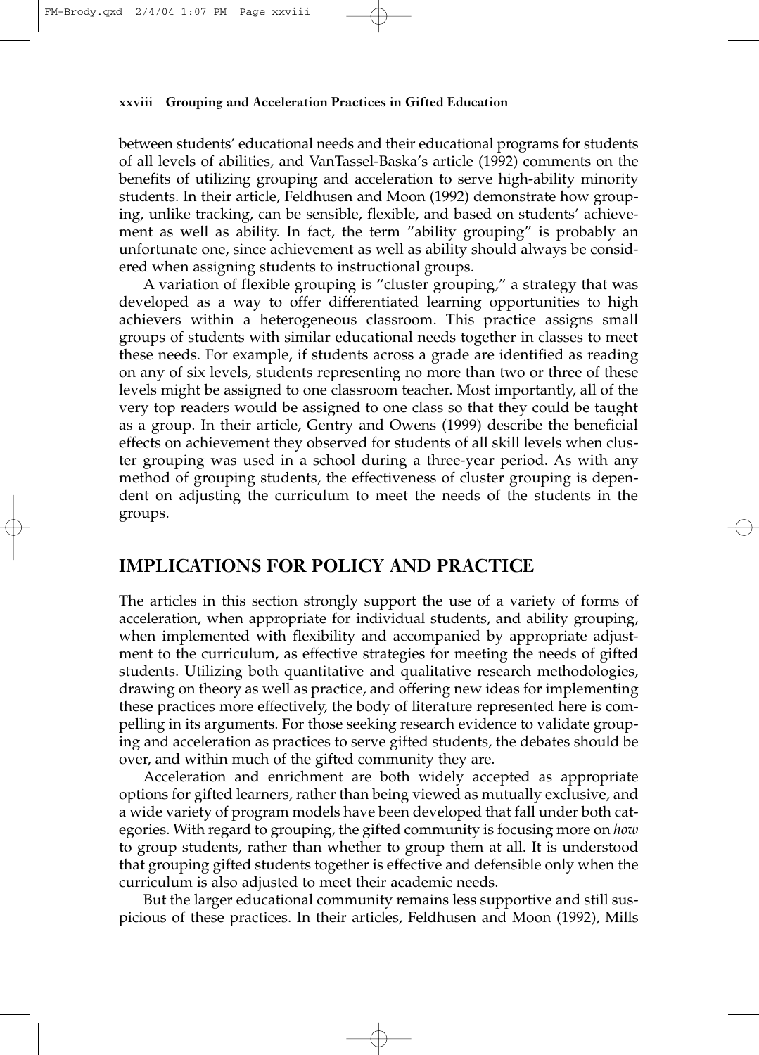between students' educational needs and their educational programs for students of all levels of abilities, and VanTassel-Baska's article (1992) comments on the benefits of utilizing grouping and acceleration to serve high-ability minority students. In their article, Feldhusen and Moon (1992) demonstrate how grouping, unlike tracking, can be sensible, flexible, and based on students' achievement as well as ability. In fact, the term "ability grouping" is probably an unfortunate one, since achievement as well as ability should always be considered when assigning students to instructional groups.

A variation of flexible grouping is "cluster grouping," a strategy that was developed as a way to offer differentiated learning opportunities to high achievers within a heterogeneous classroom. This practice assigns small groups of students with similar educational needs together in classes to meet these needs. For example, if students across a grade are identified as reading on any of six levels, students representing no more than two or three of these levels might be assigned to one classroom teacher. Most importantly, all of the very top readers would be assigned to one class so that they could be taught as a group. In their article, Gentry and Owens (1999) describe the beneficial effects on achievement they observed for students of all skill levels when cluster grouping was used in a school during a three-year period. As with any method of grouping students, the effectiveness of cluster grouping is dependent on adjusting the curriculum to meet the needs of the students in the groups.

## IMPLICATIONS FOR POLICY AND PRACTICE

The articles in this section strongly support the use of a variety of forms of acceleration, when appropriate for individual students, and ability grouping, when implemented with flexibility and accompanied by appropriate adjustment to the curriculum, as effective strategies for meeting the needs of gifted students. Utilizing both quantitative and qualitative research methodologies, drawing on theory as well as practice, and offering new ideas for implementing these practices more effectively, the body of literature represented here is compelling in its arguments. For those seeking research evidence to validate grouping and acceleration as practices to serve gifted students, the debates should be over, and within much of the gifted community they are.

Acceleration and enrichment are both widely accepted as appropriate options for gifted learners, rather than being viewed as mutually exclusive, and a wide variety of program models have been developed that fall under both categories. With regard to grouping, the gifted community is focusing more on *how* to group students, rather than whether to group them at all. It is understood that grouping gifted students together is effective and defensible only when the curriculum is also adjusted to meet their academic needs.

But the larger educational community remains less supportive and still suspicious of these practices. In their articles, Feldhusen and Moon (1992), Mills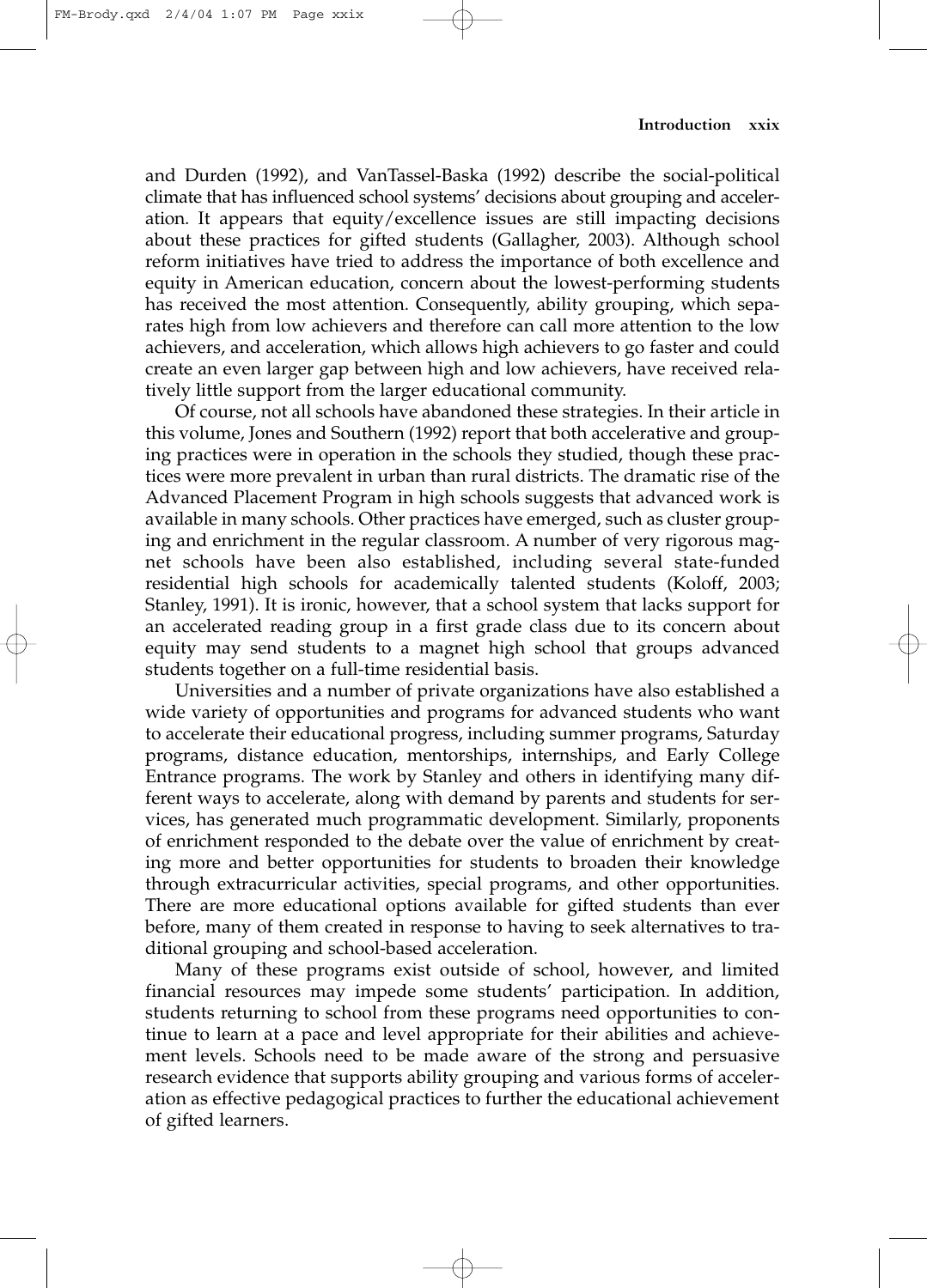and Durden (1992), and VanTassel-Baska (1992) describe the social-political climate that has influenced school systems' decisions about grouping and acceleration. It appears that equity/excellence issues are still impacting decisions about these practices for gifted students (Gallagher, 2003). Although school reform initiatives have tried to address the importance of both excellence and equity in American education, concern about the lowest-performing students has received the most attention. Consequently, ability grouping, which separates high from low achievers and therefore can call more attention to the low achievers, and acceleration, which allows high achievers to go faster and could create an even larger gap between high and low achievers, have received relatively little support from the larger educational community.

Of course, not all schools have abandoned these strategies. In their article in this volume, Jones and Southern (1992) report that both accelerative and grouping practices were in operation in the schools they studied, though these practices were more prevalent in urban than rural districts. The dramatic rise of the Advanced Placement Program in high schools suggests that advanced work is available in many schools. Other practices have emerged, such as cluster grouping and enrichment in the regular classroom. A number of very rigorous magnet schools have been also established, including several state-funded residential high schools for academically talented students (Koloff, 2003; Stanley, 1991). It is ironic, however, that a school system that lacks support for an accelerated reading group in a first grade class due to its concern about equity may send students to a magnet high school that groups advanced students together on a full-time residential basis.

Universities and a number of private organizations have also established a wide variety of opportunities and programs for advanced students who want to accelerate their educational progress, including summer programs, Saturday programs, distance education, mentorships, internships, and Early College Entrance programs. The work by Stanley and others in identifying many different ways to accelerate, along with demand by parents and students for services, has generated much programmatic development. Similarly, proponents of enrichment responded to the debate over the value of enrichment by creating more and better opportunities for students to broaden their knowledge through extracurricular activities, special programs, and other opportunities. There are more educational options available for gifted students than ever before, many of them created in response to having to seek alternatives to traditional grouping and school-based acceleration.

Many of these programs exist outside of school, however, and limited financial resources may impede some students' participation. In addition, students returning to school from these programs need opportunities to continue to learn at a pace and level appropriate for their abilities and achievement levels. Schools need to be made aware of the strong and persuasive research evidence that supports ability grouping and various forms of acceleration as effective pedagogical practices to further the educational achievement of gifted learners.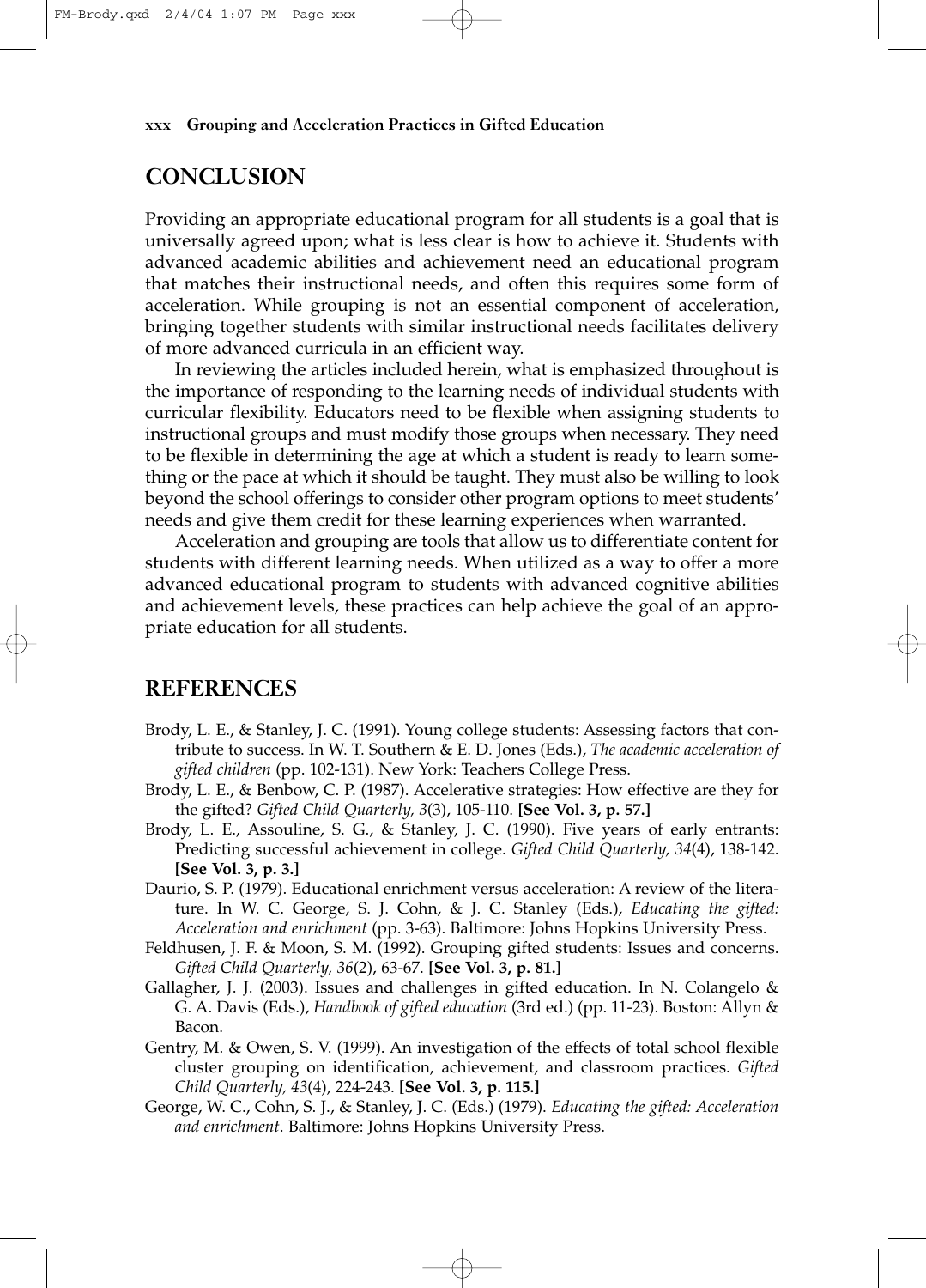## CONCLUSION

Providing an appropriate educational program for all students is a goal that is universally agreed upon; what is less clear is how to achieve it. Students with advanced academic abilities and achievement need an educational program that matches their instructional needs, and often this requires some form of acceleration. While grouping is not an essential component of acceleration, bringing together students with similar instructional needs facilitates delivery of more advanced curricula in an efficient way.

In reviewing the articles included herein, what is emphasized throughout is the importance of responding to the learning needs of individual students with curricular flexibility. Educators need to be flexible when assigning students to instructional groups and must modify those groups when necessary. They need to be flexible in determining the age at which a student is ready to learn something or the pace at which it should be taught. They must also be willing to look beyond the school offerings to consider other program options to meet students' needs and give them credit for these learning experiences when warranted.

Acceleration and grouping are tools that allow us to differentiate content for students with different learning needs. When utilized as a way to offer a more advanced educational program to students with advanced cognitive abilities and achievement levels, these practices can help achieve the goal of an appropriate education for all students.

## REFERENCES

Brody, L. E., & Stanley, J. C. (1991). Young college students: Assessing factors that contribute to success. In W. T. Southern & E. D. Jones (Eds.), *The academic acceleration of gifted children* (pp. 102-131). New York: Teachers College Press.

Brody, L. E., & Benbow, C. P. (1987). Accelerative strategies: How effective are they for the gifted? *Gifted Child Quarterly, 3*(3), 105-110. **[See Vol. 3, p. 57.]**

Brody, L. E., Assouline, S. G., & Stanley, J. C. (1990). Five years of early entrants: Predicting successful achievement in college. *Gifted Child Quarterly, 34*(4), 138-142. **[See Vol. 3, p. 3.]**

Daurio, S. P. (1979). Educational enrichment versus acceleration: A review of the literature. In W. C. George, S. J. Cohn, & J. C. Stanley (Eds.), *Educating the gifted: Acceleration and enrichment* (pp. 3-63). Baltimore: Johns Hopkins University Press.

Feldhusen, J. F. & Moon, S. M. (1992). Grouping gifted students: Issues and concerns. *Gifted Child Quarterly, 36*(2), 63-67. **[See Vol. 3, p. 81.]**

Gallagher, J. J. (2003). Issues and challenges in gifted education. In N. Colangelo & G. A. Davis (Eds.), *Handbook of gifted education* (3rd ed.) (pp. 11-23). Boston: Allyn & Bacon.

Gentry, M. & Owen, S. V. (1999). An investigation of the effects of total school flexible cluster grouping on identification, achievement, and classroom practices. *Gifted Child Quarterly, 43*(4), 224-243. **[See Vol. 3, p. 115.]**

George, W. C., Cohn, S. J., & Stanley, J. C. (Eds.) (1979). *Educating the gifted: Acceleration and enrichment*. Baltimore: Johns Hopkins University Press.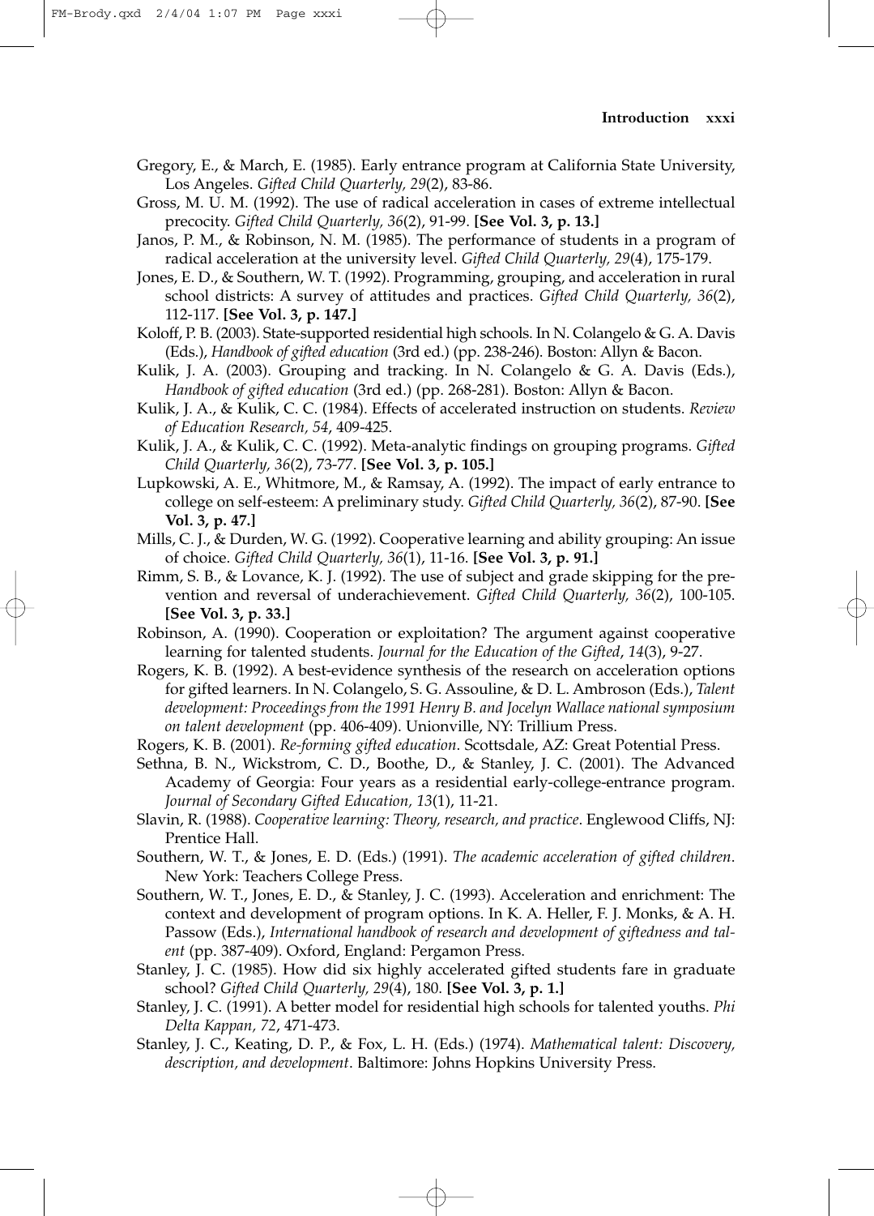Gregory, E., & March, E. (1985). Early entrance program at California State University, Los Angeles. *Gifted Child Quarterly, 29*(2), 83-86.

Gross, M. U. M. (1992). The use of radical acceleration in cases of extreme intellectual precocity. *Gifted Child Quarterly, 36*(2), 91-99. **[See Vol. 3, p. 13.]**

Janos, P. M., & Robinson, N. M. (1985). The performance of students in a program of radical acceleration at the university level. *Gifted Child Quarterly, 29*(4), 175-179.

Jones, E. D., & Southern, W. T. (1992). Programming, grouping, and acceleration in rural school districts: A survey of attitudes and practices. *Gifted Child Quarterly, 36*(2), 112-117. **[See Vol. 3, p. 147.]**

Koloff, P. B. (2003). State-supported residential high schools. In N. Colangelo & G. A. Davis (Eds.), *Handbook of gifted education* (3rd ed.) (pp. 238-246). Boston: Allyn & Bacon.

Kulik, J. A. (2003). Grouping and tracking. In N. Colangelo & G. A. Davis (Eds.), *Handbook of gifted education* (3rd ed.) (pp. 268-281). Boston: Allyn & Bacon.

Kulik, J. A., & Kulik, C. C. (1984). Effects of accelerated instruction on students. *Review of Education Research, 54*, 409-425.

Kulik, J. A., & Kulik, C. C. (1992). Meta-analytic findings on grouping programs. *Gifted Child Quarterly, 36*(2), 73-77. **[See Vol. 3, p. 105.]**

Lupkowski, A. E., Whitmore, M., & Ramsay, A. (1992). The impact of early entrance to college on self-esteem: A preliminary study. *Gifted Child Quarterly, 36*(2), 87-90. **[See Vol. 3, p. 47.]**

Mills, C. J., & Durden, W. G. (1992). Cooperative learning and ability grouping: An issue of choice. *Gifted Child Quarterly, 36*(1), 11-16. **[See Vol. 3, p. 91.]**

Rimm, S. B., & Lovance, K. J. (1992). The use of subject and grade skipping for the prevention and reversal of underachievement. *Gifted Child Quarterly, 36*(2), 100-105. **[See Vol. 3, p. 33.]**

Robinson, A. (1990). Cooperation or exploitation? The argument against cooperative learning for talented students. *Journal for the Education of the Gifted*, *14*(3), 9-27.

Rogers, K. B. (1992). A best-evidence synthesis of the research on acceleration options for gifted learners. In N. Colangelo, S. G. Assouline, & D. L. Ambroson (Eds.), *Talent development: Proceedings from the 1991 Henry B. and Jocelyn Wallace national symposium on talent development* (pp. 406-409). Unionville, NY: Trillium Press.

Rogers, K. B. (2001). *Re-forming gifted education*. Scottsdale, AZ: Great Potential Press.

Sethna, B. N., Wickstrom, C. D., Boothe, D., & Stanley, J. C. (2001). The Advanced Academy of Georgia: Four years as a residential early-college-entrance program. *Journal of Secondary Gifted Education, 13*(1), 11-21.

Slavin, R. (1988). *Cooperative learning: Theory, research, and practice*. Englewood Cliffs, NJ: Prentice Hall.

Southern, W. T., & Jones, E. D. (Eds.) (1991). *The academic acceleration of gifted children*. New York: Teachers College Press.

Southern, W. T., Jones, E. D., & Stanley, J. C. (1993). Acceleration and enrichment: The context and development of program options. In K. A. Heller, F. J. Monks, & A. H. Passow (Eds.), *International handbook of research and development of giftedness and talent* (pp. 387-409). Oxford, England: Pergamon Press.

Stanley, J. C. (1985). How did six highly accelerated gifted students fare in graduate school? *Gifted Child Quarterly, 29*(4), 180. **[See Vol. 3, p. 1.]**

Stanley, J. C. (1991). A better model for residential high schools for talented youths. *Phi Delta Kappan, 72*, 471-473.

Stanley, J. C., Keating, D. P., & Fox, L. H. (Eds.) (1974). *Mathematical talent: Discovery, description, and development*. Baltimore: Johns Hopkins University Press.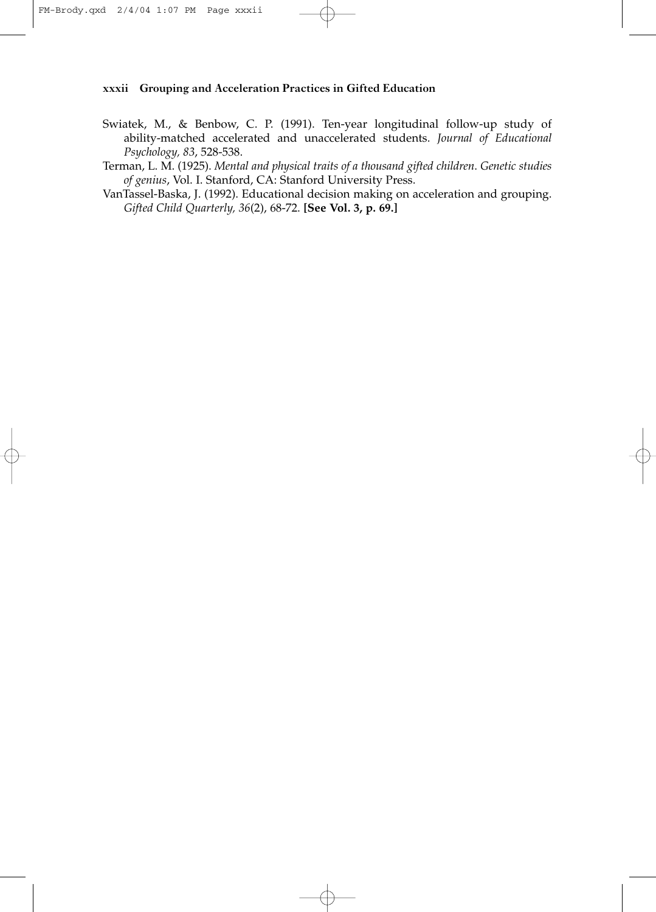Swiatek, M., & Benbow, C. P. (1991). Ten-year longitudinal follow-up study of ability-matched accelerated and unaccelerated students. *Journal of Educational Psychology, 83*, 528-538.

Terman, L. M. (1925). *Mental and physical traits of a thousand gifted children. Genetic studies of genius*, Vol. I. Stanford, CA: Stanford University Press.

VanTassel-Baska, J. (1992). Educational decision making on acceleration and grouping. *Gifted Child Quarterly, 36*(2), 68-72. **[See Vol. 3, p. 69.]**